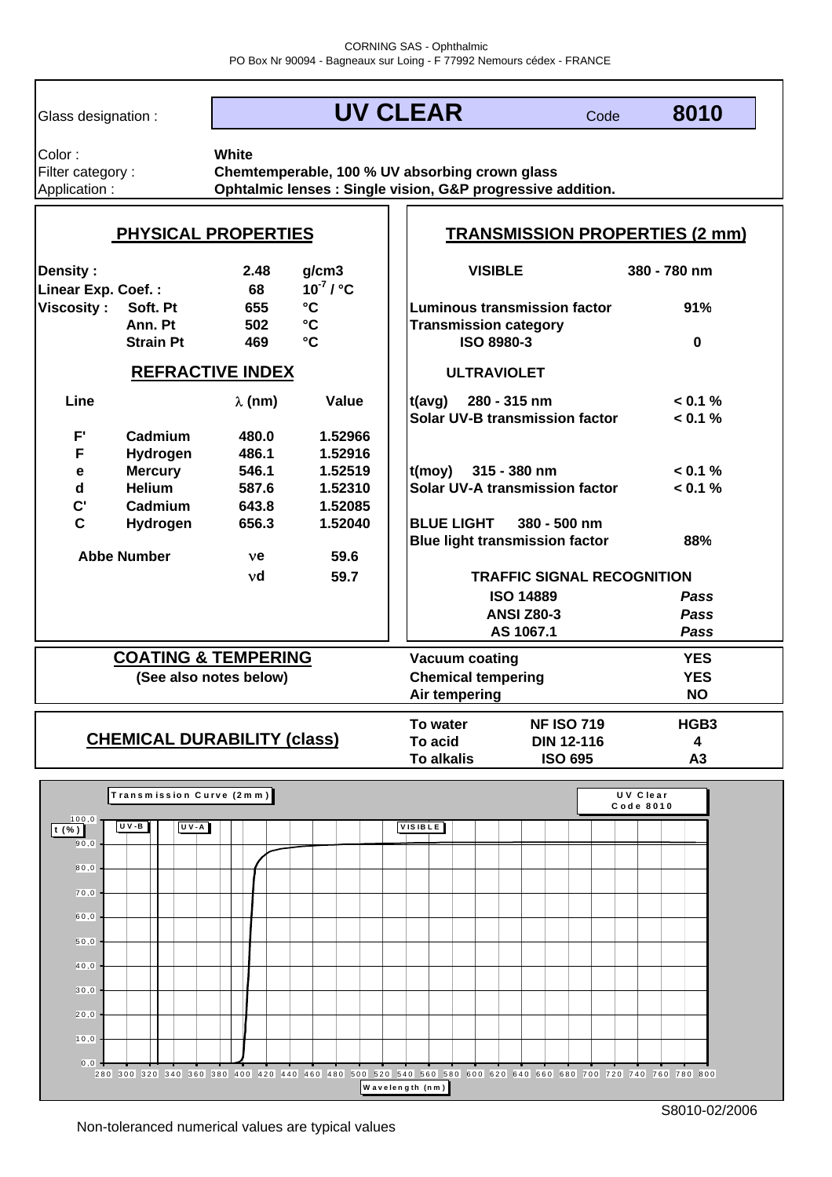CORNING SAS - Ophthalmic
PO Box Nr 90094 - Bagneaux sur Loing - F 77992 Nemours cédex - FRANCE

| Glass designation : | **UV CLEAR** | Code | **8010** |
|---|---|---|---|

| | |
|---|---|
| Color : | **White** |
| Filter category : | **Chemtemperable, 100 % UV absorbing crown glass** |
| Application : | **Ophtalmic lenses : Single vision, G&P progressive addition.** |

## PHYSICAL PROPERTIES

| | | | |
|---|---|---|---|
| **Density :** | | **2.48** | **g/cm3** |
| **Linear Exp. Coef. :** | | **68** | $10^{-7}$ **/ °C** |
| **Viscosity :** | **Soft. Pt** | **655** | **°C** |
| | **Ann. Pt** | **502** | **°C** |
| | **Strain Pt** | **469** | **°C** |

## REFRACTIVE INDEX

| Line | | λ (nm) | Value |
|---|---|---|---|
| **F'** | **Cadmium** | **480.0** | **1.52966** |
| **F** | **Hydrogen** | **486.1** | **1.52916** |
| **e** | **Mercury** | **546.1** | **1.52519** |
| **d** | **Helium** | **587.6** | **1.52310** |
| **C'** | **Cadmium** | **643.8** | **1.52085** |
| **C** | **Hydrogen** | **656.3** | **1.52040** |
| **Abbe Number** | | $\nu$**e** | **59.6** |
| | | $\nu$**d** | **59.7** |

## TRANSMISSION PROPERTIES (2 mm)

| | |
|---|---|
| **VISIBLE** | **380 - 780 nm** |
| **Luminous transmission factor** | **91%** |
| **Transmission category** | |
| **ISO 8980-3** | **0** |
| **ULTRAVIOLET** | |
| **t(avg) 280 - 315 nm** | **< 0.1 %** |
| **Solar UV-B transmission factor** | **< 0.1 %** |
| **t(moy) 315 - 380 nm** | **< 0.1 %** |
| **Solar UV-A transmission factor** | **< 0.1 %** |
| **BLUE LIGHT 380 - 500 nm** | |
| **Blue light transmission factor** | **88%** |

**TRAFFIC SIGNAL RECOGNITION**

| | |
|---|---|
| **ISO 14889** | ***Pass*** |
| **ANSI Z80-3** | ***Pass*** |
| **AS 1067.1** | ***Pass*** |

## COATING & TEMPERING

**(See also notes below)**

| | |
|---|---|
| **Vacuum coating** | **YES** |
| **Chemical tempering** | **YES** |
| **Air tempering** | **NO** |

## CHEMICAL DURABILITY (class)

| | | |
|---|---|---|
| **To water** | **NF ISO 719** | **HGB3** |
| **To acid** | **DIN 12-116** | **4** |
| **To alkalis** | **ISO 695** | **A3** |

**Transmission Curve (2mm)** — UV Clear Code 8010

t (%) vs. Wavelength (nm), 280–800 nm; regions UV-B, UV-A, VISIBLE.

S8010-02/2006

Non-toleranced numerical values are typical values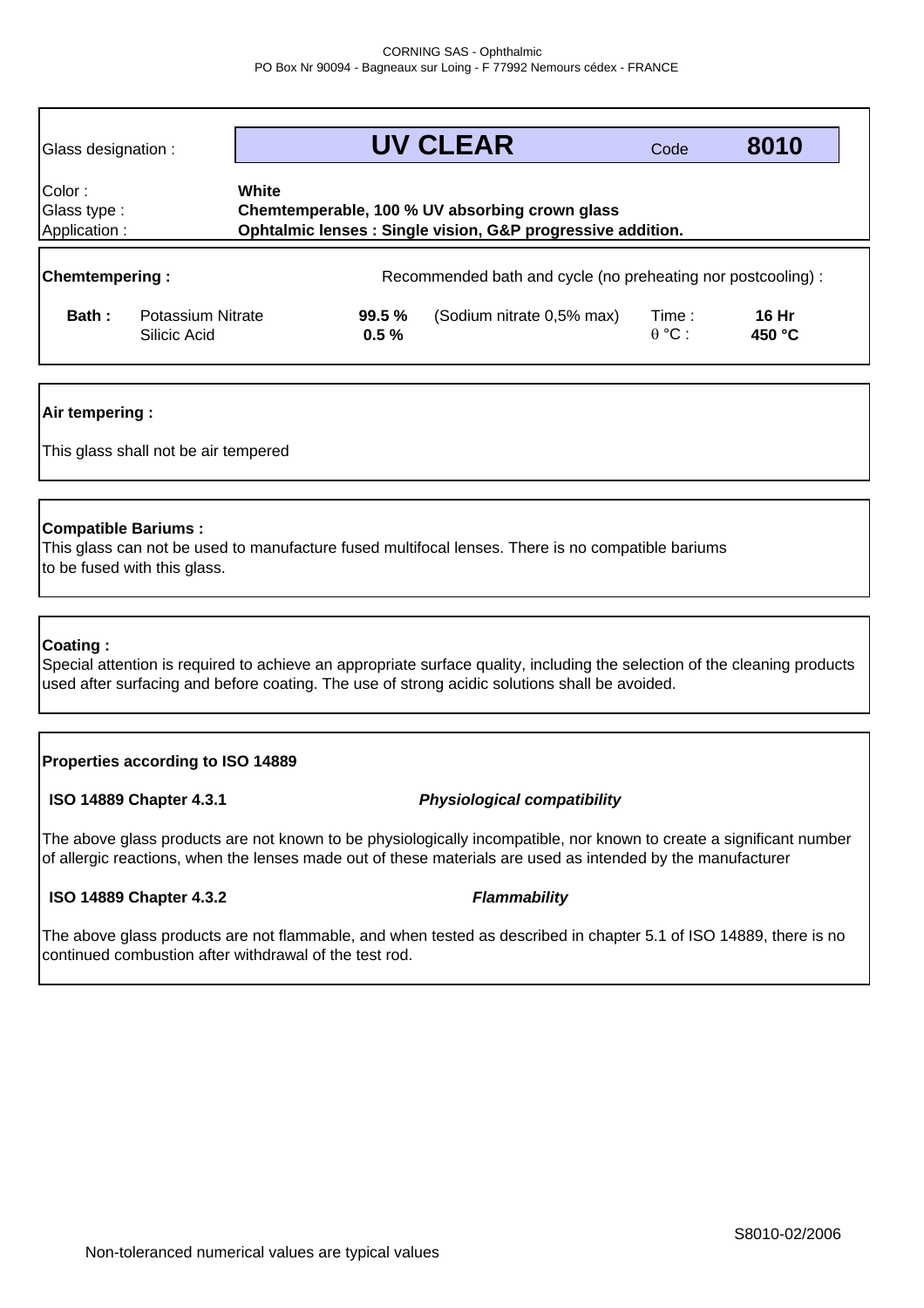CORNING SAS - Ophthalmic
PO Box Nr 90094 - Bagneaux sur Loing - F 77992 Nemours cédex - FRANCE

| | | | |
|---|---|---|---|
| Glass designation : | **UV CLEAR** | Code | **8010** |

Color : **White**
Glass type : **Chemtemperable, 100 % UV absorbing crown glass**
Application : **Ophtalmic lenses : Single vision, G&P progressive addition.**

**Chemtempering :**

Recommended bath and cycle (no preheating nor postcooling) :

| | | | | | |
|---|---|---|---|---|---|
| **Bath :** | Potassium Nitrate | **99.5 %** | (Sodium nitrate 0,5% max) | Time : | **16 Hr** |
| | Silicic Acid | **0.5 %** | | $\theta$ °C : | **450 °C** |

**Air tempering :**

This glass shall not be air tempered

**Compatible Bariums :**

This glass can not be used to manufacture fused multifocal lenses. There is no compatible bariums to be fused with this glass.

**Coating :**

Special attention is required to achieve an appropriate surface quality, including the selection of the cleaning products used after surfacing and before coating. The use of strong acidic solutions shall be avoided.

**Properties according to ISO 14889**

**ISO 14889 Chapter 4.3.1** ***Physiological compatibility***

The above glass products are not known to be physiologically incompatible, nor known to create a significant number of allergic reactions, when the lenses made out of these materials are used as intended by the manufacturer

**ISO 14889 Chapter 4.3.2** ***Flammability***

The above glass products are not flammable, and when tested as described in chapter 5.1 of ISO 14889, there is no continued combustion after withdrawal of the test rod.

S8010-02/2006

Non-toleranced numerical values are typical values